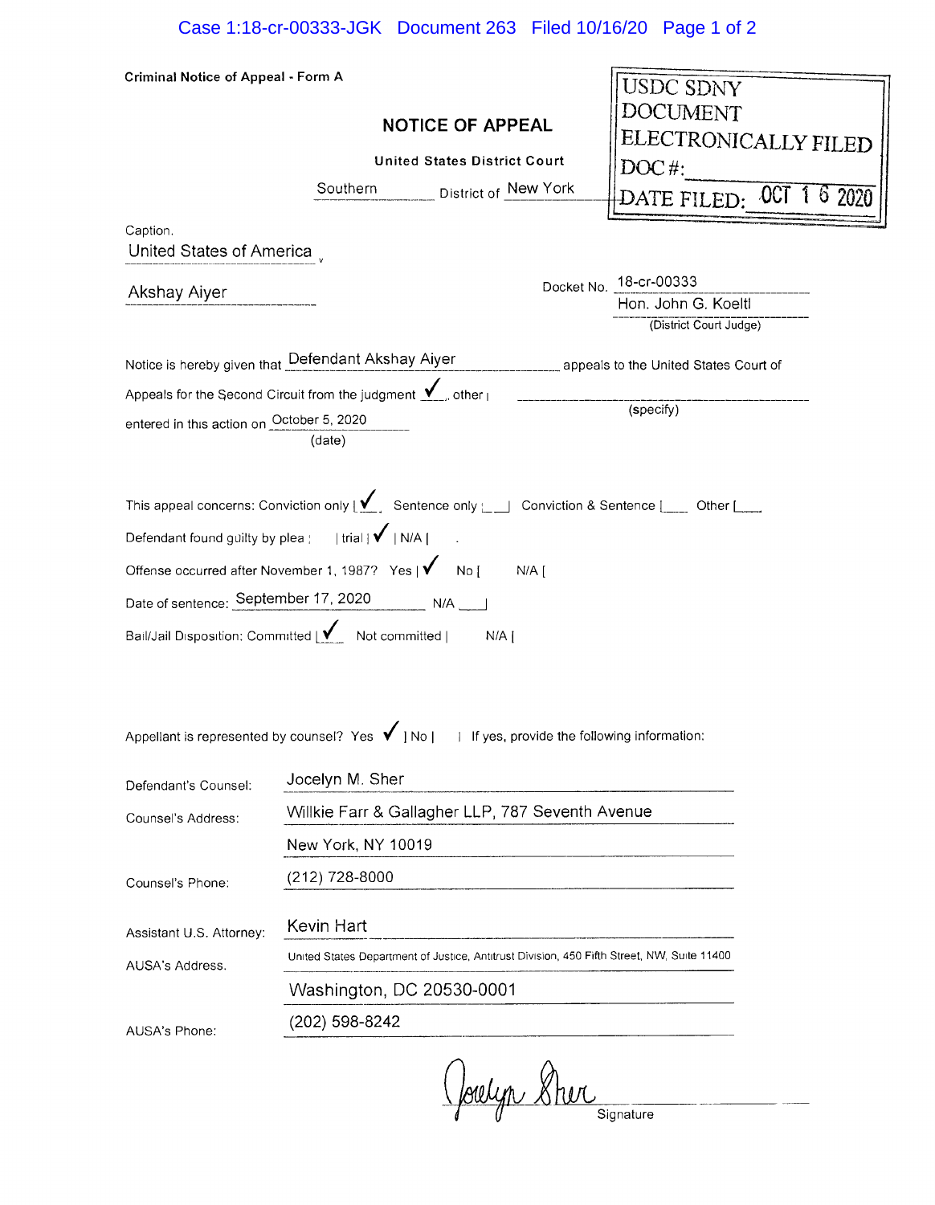Criminal Notice of Appeal - Form A

USDC SDNY
DOCUMENT
ELECTRONICALLY FILED
DOC #:
DATE FILED: OCT 16 2020

# NOTICE OF APPEAL

**United States District Court**

Southern District of New York

Caption:
United States of America v.

Akshay Aiyer

Docket No. 18-cr-00333

Hon. John G. Koeltl
(District Court Judge)

Notice is hereby given that Defendant Akshay Aiyer appeals to the United States Court of Appeals for the Second Circuit from the judgment ✓, other | ______ (specify)

entered in this action on October 5, 2020 (date)

This appeal concerns: Conviction only [✓] Sentence only [ ] Conviction & Sentence [ ] Other [ ]

Defendant found guilty by plea | | trial | ✓ | N/A | |

Offense occurred after November 1, 1987? Yes | ✓ No [ ] N/A [ ]

Date of sentence: September 17, 2020 N/A [ ]

Bail/Jail Disposition: Committed [✓] Not committed | | N/A | |

Appellant is represented by counsel? Yes ✓ | No | | If yes, provide the following information:

Defendant's Counsel: Jocelyn M. Sher

Counsel's Address: Willkie Farr & Gallagher LLP, 787 Seventh Avenue
New York, NY 10019

Counsel's Phone: (212) 728-8000

Assistant U.S. Attorney: Kevin Hart

AUSA's Address: United States Department of Justice, Antitrust Division, 450 Fifth Street, NW, Suite 11400
Washington, DC 20530-0001

AUSA's Phone: (202) 598-8242

Jocelyn Sher
Signature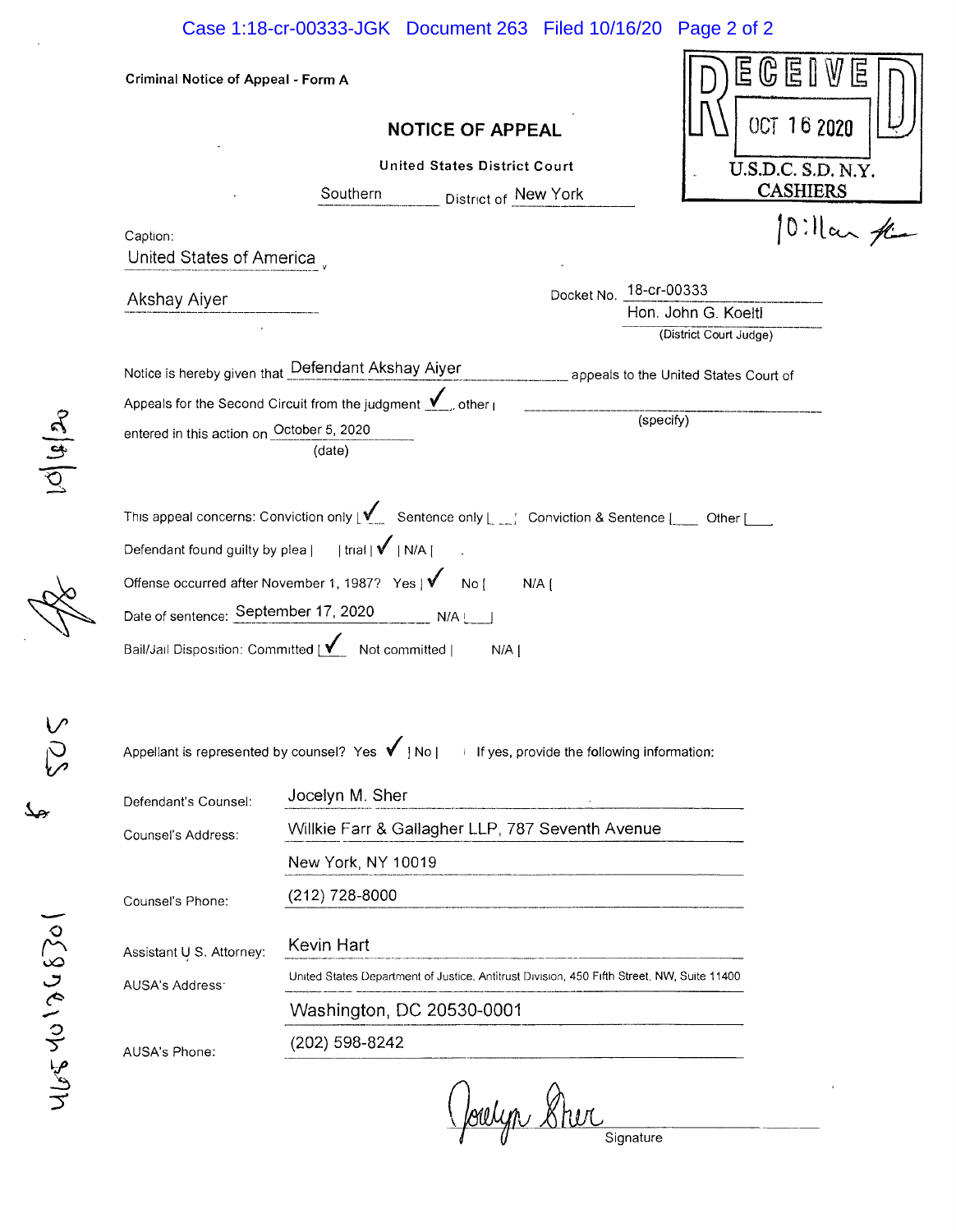Criminal Notice of Appeal - Form A

RECEIVED
OCT 16 2020
U.S.D.C. S.D. N.Y.
CASHIERS

10:11am

# NOTICE OF APPEAL

United States District Court

Southern District of New York

Caption:
United States of America v.

Akshay Aiyer

Docket No. 18-cr-00333
Hon. John G. Koeltl
(District Court Judge)

Notice is hereby given that Defendant Akshay Aiyer appeals to the United States Court of Appeals for the Second Circuit from the judgment ✓, other | ______________ (specify)

entered in this action on October 5, 2020 (date)

This appeal concerns: Conviction only | ✓ Sentence only | ___ Conviction & Sentence | ___ Other | ___

Defendant found guilty by plea | | trial | ✓ | N/A |

Offense occurred after November 1, 1987? Yes | ✓ No | N/A |

Date of sentence: September 17, 2020 N/A | ___ |

Bail/Jail Disposition: Committed | ✓ Not committed | N/A |

Appellant is represented by counsel? Yes ✓ | No | If yes, provide the following information:

Defendant's Counsel: Jocelyn M. Sher

Counsel's Address: Willkie Farr & Gallagher LLP, 787 Seventh Avenue
New York, NY 10019

Counsel's Phone: (212) 728-8000

Assistant U.S. Attorney: Kevin Hart

AUSA's Address: United States Department of Justice, Antitrust Division, 450 Fifth Street, NW, Suite 11400
Washington, DC 20530-0001

AUSA's Phone: (202) 598-8242

Jocelyn Sher
Signature

10/16/20

505

1029206830